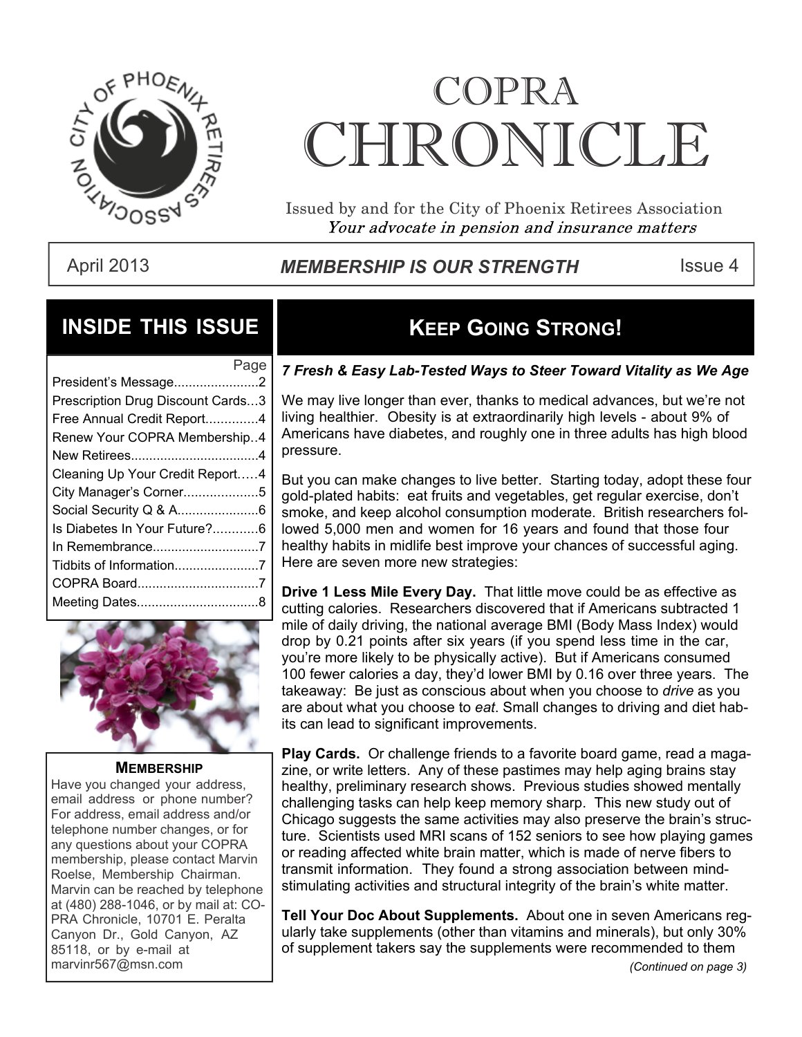# COPRA CHRONICLE

Issued by and for the City of Phoenix Retirees Association

*Your advocate in pension and insurance matters*

April 2013 | ***MEMBERSHIP IS OUR STRENGTH*** | Issue 4

## INSIDE THIS ISSUE

| | Page |
|---|---|
| President's Message | 2 |
| Prescription Drug Discount Cards | 3 |
| Free Annual Credit Report | 4 |
| Renew Your COPRA Membership | 4 |
| New Retirees | 4 |
| Cleaning Up Your Credit Report | 4 |
| City Manager's Corner | 5 |
| Social Security Q & A | 6 |
| Is Diabetes In Your Future? | 6 |
| In Remembrance | 7 |
| Tidbits of Information | 7 |
| COPRA Board | 7 |
| Meeting Dates | 8 |

### MEMBERSHIP

Have you changed your address, email address or phone number? For address, email address and/or telephone number changes, or for any questions about your COPRA membership, please contact Marvin Roelse, Membership Chairman. Marvin can be reached by telephone at (480) 288-1046, or by mail at: COPRA Chronicle, 10701 E. Peralta Canyon Dr., Gold Canyon, AZ 85118, or by e-mail at marvinr567@msn.com

## KEEP GOING STRONG!

***7 Fresh & Easy Lab-Tested Ways to Steer Toward Vitality as We Age***

We may live longer than ever, thanks to medical advances, but we're not living healthier. Obesity is at extraordinarily high levels - about 9% of Americans have diabetes, and roughly one in three adults has high blood pressure.

But you can make changes to live better. Starting today, adopt these four gold-plated habits: eat fruits and vegetables, get regular exercise, don't smoke, and keep alcohol consumption moderate. British researchers followed 5,000 men and women for 16 years and found that those four healthy habits in midlife best improve your chances of successful aging. Here are seven more new strategies:

**Drive 1 Less Mile Every Day.** That little move could be as effective as cutting calories. Researchers discovered that if Americans subtracted 1 mile of daily driving, the national average BMI (Body Mass Index) would drop by 0.21 points after six years (if you spend less time in the car, you're more likely to be physically active). But if Americans consumed 100 fewer calories a day, they'd lower BMI by 0.16 over three years. The takeaway: Be just as conscious about when you choose to *drive* as you are about what you choose to *eat*. Small changes to driving and diet habits can lead to significant improvements.

**Play Cards.** Or challenge friends to a favorite board game, read a magazine, or write letters. Any of these pastimes may help aging brains stay healthy, preliminary research shows. Previous studies showed mentally challenging tasks can help keep memory sharp. This new study out of Chicago suggests the same activities may also preserve the brain's structure. Scientists used MRI scans of 152 seniors to see how playing games or reading affected white brain matter, which is made of nerve fibers to transmit information. They found a strong association between mind-stimulating activities and structural integrity of the brain's white matter.

**Tell Your Doc About Supplements.** About one in seven Americans regularly take supplements (other than vitamins and minerals), but only 30% of supplement takers say the supplements were recommended to them

*(Continued on page 3)*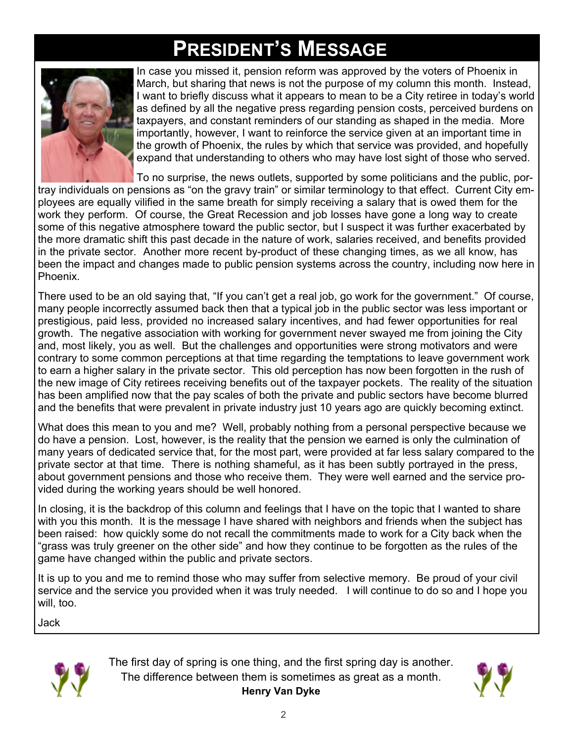# PRESIDENT'S MESSAGE

In case you missed it, pension reform was approved by the voters of Phoenix in March, but sharing that news is not the purpose of my column this month. Instead, I want to briefly discuss what it appears to mean to be a City retiree in today's world as defined by all the negative press regarding pension costs, perceived burdens on taxpayers, and constant reminders of our standing as shaped in the media. More importantly, however, I want to reinforce the service given at an important time in the growth of Phoenix, the rules by which that service was provided, and hopefully expand that understanding to others who may have lost sight of those who served.

To no surprise, the news outlets, supported by some politicians and the public, portray individuals on pensions as "on the gravy train" or similar terminology to that effect. Current City employees are equally vilified in the same breath for simply receiving a salary that is owed them for the work they perform. Of course, the Great Recession and job losses have gone a long way to create some of this negative atmosphere toward the public sector, but I suspect it was further exacerbated by the more dramatic shift this past decade in the nature of work, salaries received, and benefits provided in the private sector. Another more recent by-product of these changing times, as we all know, has been the impact and changes made to public pension systems across the country, including now here in Phoenix.

There used to be an old saying that, "If you can't get a real job, go work for the government." Of course, many people incorrectly assumed back then that a typical job in the public sector was less important or prestigious, paid less, provided no increased salary incentives, and had fewer opportunities for real growth. The negative association with working for government never swayed me from joining the City and, most likely, you as well. But the challenges and opportunities were strong motivators and were contrary to some common perceptions at that time regarding the temptations to leave government work to earn a higher salary in the private sector. This old perception has now been forgotten in the rush of the new image of City retirees receiving benefits out of the taxpayer pockets. The reality of the situation has been amplified now that the pay scales of both the private and public sectors have become blurred and the benefits that were prevalent in private industry just 10 years ago are quickly becoming extinct.

What does this mean to you and me? Well, probably nothing from a personal perspective because we do have a pension. Lost, however, is the reality that the pension we earned is only the culmination of many years of dedicated service that, for the most part, were provided at far less salary compared to the private sector at that time. There is nothing shameful, as it has been subtly portrayed in the press, about government pensions and those who receive them. They were well earned and the service provided during the working years should be well honored.

In closing, it is the backdrop of this column and feelings that I have on the topic that I wanted to share with you this month. It is the message I have shared with neighbors and friends when the subject has been raised: how quickly some do not recall the commitments made to work for a City back when the "grass was truly greener on the other side" and how they continue to be forgotten as the rules of the game have changed within the public and private sectors.

It is up to you and me to remind those who may suffer from selective memory. Be proud of your civil service and the service you provided when it was truly needed. I will continue to do so and I hope you will, too.

Jack

The first day of spring is one thing, and the first spring day is another.
The difference between them is sometimes as great as a month.
**Henry Van Dyke**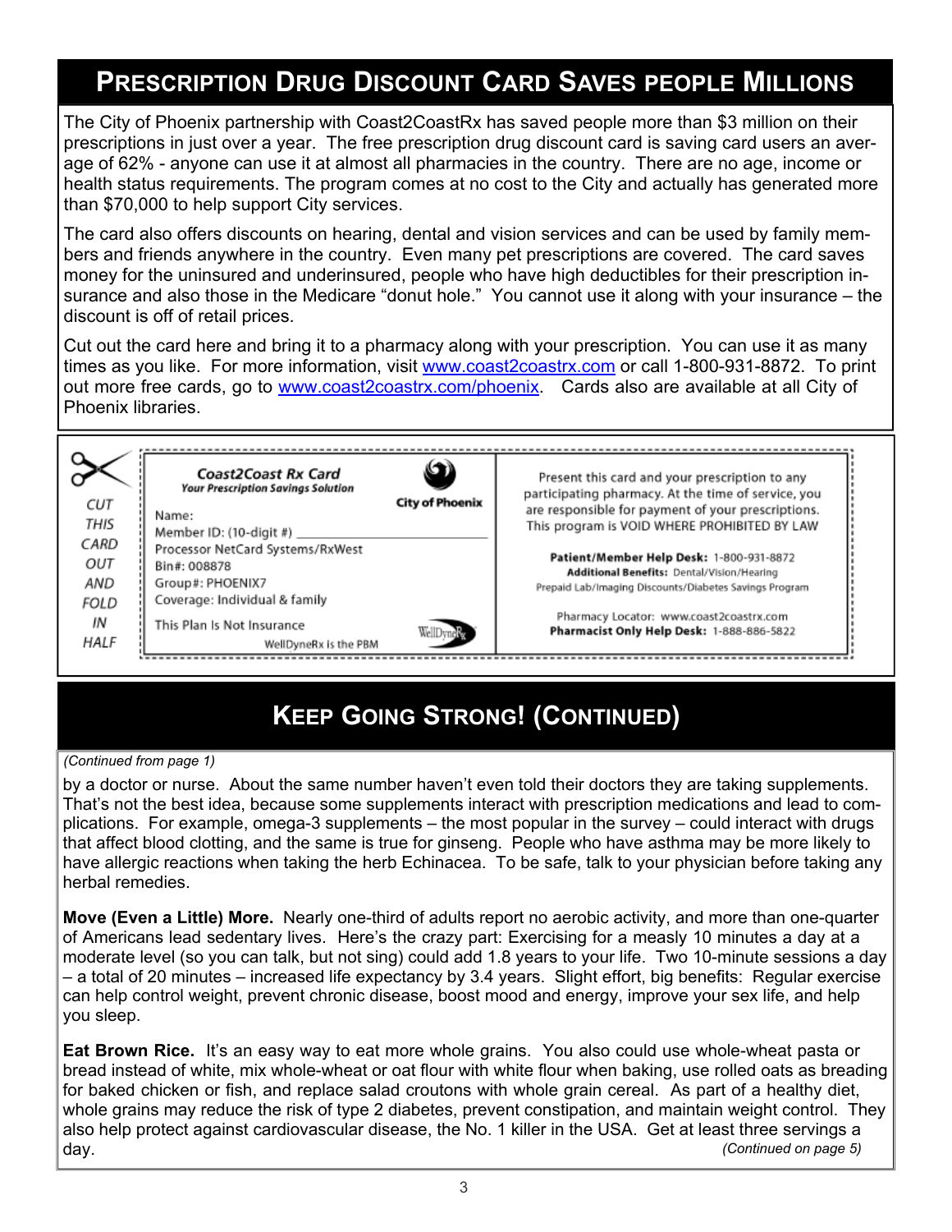## Prescription Drug Discount Card Saves People Millions

The City of Phoenix partnership with Coast2CoastRx has saved people more than $3 million on their prescriptions in just over a year. The free prescription drug discount card is saving card users an average of 62% - anyone can use it at almost all pharmacies in the country. There are no age, income or health status requirements. The program comes at no cost to the City and actually has generated more than $70,000 to help support City services.

The card also offers discounts on hearing, dental and vision services and can be used by family members and friends anywhere in the country. Even many pet prescriptions are covered. The card saves money for the uninsured and underinsured, people who have high deductibles for their prescription insurance and also those in the Medicare "donut hole." You cannot use it along with your insurance – the discount is off of retail prices.

Cut out the card here and bring it to a pharmacy along with your prescription. You can use it as many times as you like. For more information, visit www.coast2coastrx.com or call 1-800-931-8872. To print out more free cards, go to www.coast2coastrx.com/phoenix. Cards also are available at all City of Phoenix libraries.

CUT THIS CARD OUT AND FOLD IN HALF

**Coast2Coast Rx Card**
*Your Prescription Savings Solution*

City of Phoenix

Name:
Member ID: (10-digit #)
Processor NetCard Systems/RxWest
Bin#: 008878
Group#: PHOENIX7
Coverage: Individual & family

This Plan Is Not Insurance
WellDyneRx is the PBM

Present this card and your prescription to any participating pharmacy. At the time of service, you are responsible for payment of your prescriptions. This program is VOID WHERE PROHIBITED BY LAW

**Patient/Member Help Desk:** 1-800-931-8872
**Additional Benefits:** Dental/Vision/Hearing
Prepaid Lab/Imaging Discounts/Diabetes Savings Program

Pharmacy Locator: www.coast2coastrx.com
**Pharmacist Only Help Desk:** 1-888-886-5822

## Keep Going Strong! (Continued)

*(Continued from page 1)*

by a doctor or nurse. About the same number haven't even told their doctors they are taking supplements. That's not the best idea, because some supplements interact with prescription medications and lead to complications. For example, omega-3 supplements – the most popular in the survey – could interact with drugs that affect blood clotting, and the same is true for ginseng. People who have asthma may be more likely to have allergic reactions when taking the herb Echinacea. To be safe, talk to your physician before taking any herbal remedies.

**Move (Even a Little) More.** Nearly one-third of adults report no aerobic activity, and more than one-quarter of Americans lead sedentary lives. Here's the crazy part: Exercising for a measly 10 minutes a day at a moderate level (so you can talk, but not sing) could add 1.8 years to your life. Two 10-minute sessions a day – a total of 20 minutes – increased life expectancy by 3.4 years. Slight effort, big benefits: Regular exercise can help control weight, prevent chronic disease, boost mood and energy, improve your sex life, and help you sleep.

**Eat Brown Rice.** It's an easy way to eat more whole grains. You also could use whole-wheat pasta or bread instead of white, mix whole-wheat or oat flour with white flour when baking, use rolled oats as breading for baked chicken or fish, and replace salad croutons with whole grain cereal. As part of a healthy diet, whole grains may reduce the risk of type 2 diabetes, prevent constipation, and maintain weight control. They also help protect against cardiovascular disease, the No. 1 killer in the USA. Get at least three servings a day.

*(Continued on page 5)*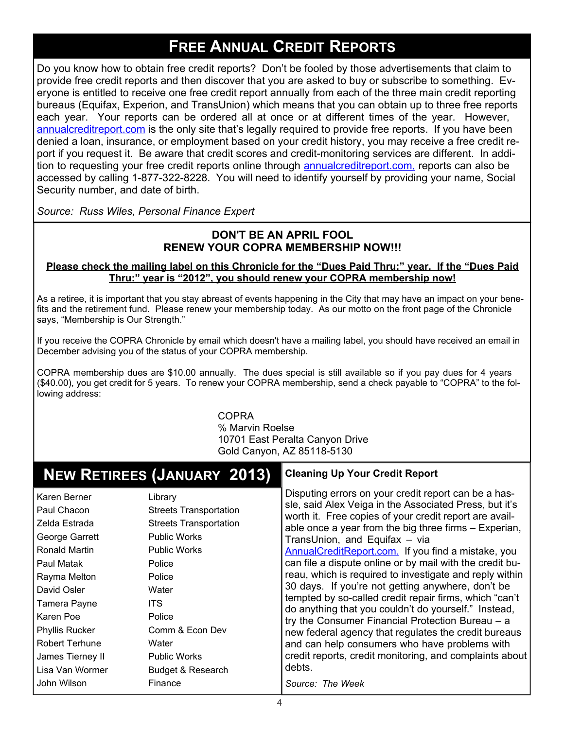# Free Annual Credit Reports

Do you know how to obtain free credit reports? Don't be fooled by those advertisements that claim to provide free credit reports and then discover that you are asked to buy or subscribe to something. Everyone is entitled to receive one free credit report annually from each of the three main credit reporting bureaus (Equifax, Experion, and TransUnion) which means that you can obtain up to three free reports each year. Your reports can be ordered all at once or at different times of the year. However, annualcreditreport.com is the only site that's legally required to provide free reports. If you have been denied a loan, insurance, or employment based on your credit history, you may receive a free credit report if you request it. Be aware that credit scores and credit-monitoring services are different. In addition to requesting your free credit reports online through annualcreditreport.com, reports can also be accessed by calling 1-877-322-8228. You will need to identify yourself by providing your name, Social Security number, and date of birth.

*Source: Russ Wiles, Personal Finance Expert*

## DON'T BE AN APRIL FOOL RENEW YOUR COPRA MEMBERSHIP NOW!!!

**Please check the mailing label on this Chronicle for the "Dues Paid Thru:" year. If the "Dues Paid Thru:" year is "2012", you should renew your COPRA membership now!**

As a retiree, it is important that you stay abreast of events happening in the City that may have an impact on your benefits and the retirement fund. Please renew your membership today. As our motto on the front page of the Chronicle says, "Membership is Our Strength."

If you receive the COPRA Chronicle by email which doesn't have a mailing label, you should have received an email in December advising you of the status of your COPRA membership.

COPRA membership dues are $10.00 annually. The dues special is still available so if you pay dues for 4 years ($40.00), you get credit for 5 years. To renew your COPRA membership, send a check payable to "COPRA" to the following address:

COPRA
% Marvin Roelse
10701 East Peralta Canyon Drive
Gold Canyon, AZ 85118-5130

# New Retirees (January 2013)

| Name | Department |
|---|---|
| Karen Berner | Library |
| Paul Chacon | Streets Transportation |
| Zelda Estrada | Streets Transportation |
| George Garrett | Public Works |
| Ronald Martin | Public Works |
| Paul Matak | Police |
| Rayma Melton | Police |
| David Osler | Water |
| Tamera Payne | ITS |
| Karen Poe | Police |
| Phyllis Rucker | Comm & Econ Dev |
| Robert Terhune | Water |
| James Tierney II | Public Works |
| Lisa Van Wormer | Budget & Research |
| John Wilson | Finance |

### Cleaning Up Your Credit Report

Disputing errors on your credit report can be a hassle, said Alex Veiga in the Associated Press, but it's worth it. Free copies of your credit report are available once a year from the big three firms – Experian, TransUnion, and Equifax – via AnnualCreditReport.com. If you find a mistake, you can file a dispute online or by mail with the credit bureau, which is required to investigate and reply within 30 days. If you're not getting anywhere, don't be tempted by so-called credit repair firms, which "can't do anything that you couldn't do yourself." Instead, try the Consumer Financial Protection Bureau – a new federal agency that regulates the credit bureaus and can help consumers who have problems with credit reports, credit monitoring, and complaints about debts.

*Source: The Week*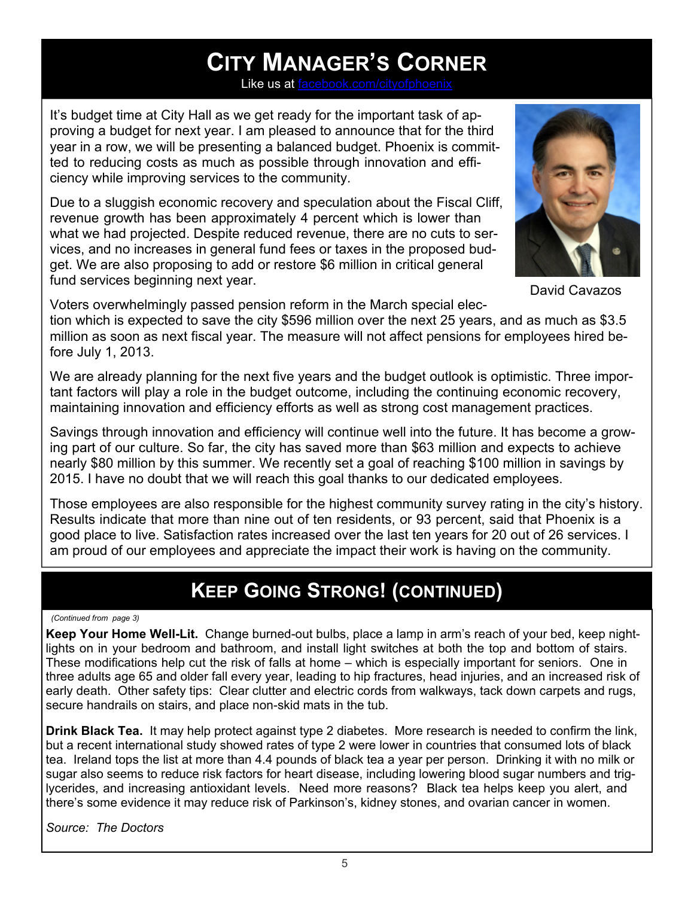# City Manager's Corner

Like us at facebook.com/cityofphoenix

It's budget time at City Hall as we get ready for the important task of approving a budget for next year. I am pleased to announce that for the third year in a row, we will be presenting a balanced budget. Phoenix is committed to reducing costs as much as possible through innovation and efficiency while improving services to the community.

Due to a sluggish economic recovery and speculation about the Fiscal Cliff, revenue growth has been approximately 4 percent which is lower than what we had projected. Despite reduced revenue, there are no cuts to services, and no increases in general fund fees or taxes in the proposed budget. We are also proposing to add or restore $6 million in critical general fund services beginning next year.

David Cavazos

Voters overwhelmingly passed pension reform in the March special election which is expected to save the city $596 million over the next 25 years, and as much as $3.5 million as soon as next fiscal year. The measure will not affect pensions for employees hired before July 1, 2013.

We are already planning for the next five years and the budget outlook is optimistic. Three important factors will play a role in the budget outcome, including the continuing economic recovery, maintaining innovation and efficiency efforts as well as strong cost management practices.

Savings through innovation and efficiency will continue well into the future. It has become a growing part of our culture. So far, the city has saved more than $63 million and expects to achieve nearly $80 million by this summer. We recently set a goal of reaching $100 million in savings by 2015. I have no doubt that we will reach this goal thanks to our dedicated employees.

Those employees are also responsible for the highest community survey rating in the city's history. Results indicate that more than nine out of ten residents, or 93 percent, said that Phoenix is a good place to live. Satisfaction rates increased over the last ten years for 20 out of 26 services. I am proud of our employees and appreciate the impact their work is having on the community.

# Keep Going Strong! (continued)

*(Continued from page 3)*

**Keep Your Home Well-Lit.** Change burned-out bulbs, place a lamp in arm's reach of your bed, keep night-lights on in your bedroom and bathroom, and install light switches at both the top and bottom of stairs. These modifications help cut the risk of falls at home – which is especially important for seniors. One in three adults age 65 and older fall every year, leading to hip fractures, head injuries, and an increased risk of early death. Other safety tips: Clear clutter and electric cords from walkways, tack down carpets and rugs, secure handrails on stairs, and place non-skid mats in the tub.

**Drink Black Tea.** It may help protect against type 2 diabetes. More research is needed to confirm the link, but a recent international study showed rates of type 2 were lower in countries that consumed lots of black tea. Ireland tops the list at more than 4.4 pounds of black tea a year per person. Drinking it with no milk or sugar also seems to reduce risk factors for heart disease, including lowering blood sugar numbers and triglycerides, and increasing antioxidant levels. Need more reasons? Black tea helps keep you alert, and there's some evidence it may reduce risk of Parkinson's, kidney stones, and ovarian cancer in women.

*Source: The Doctors*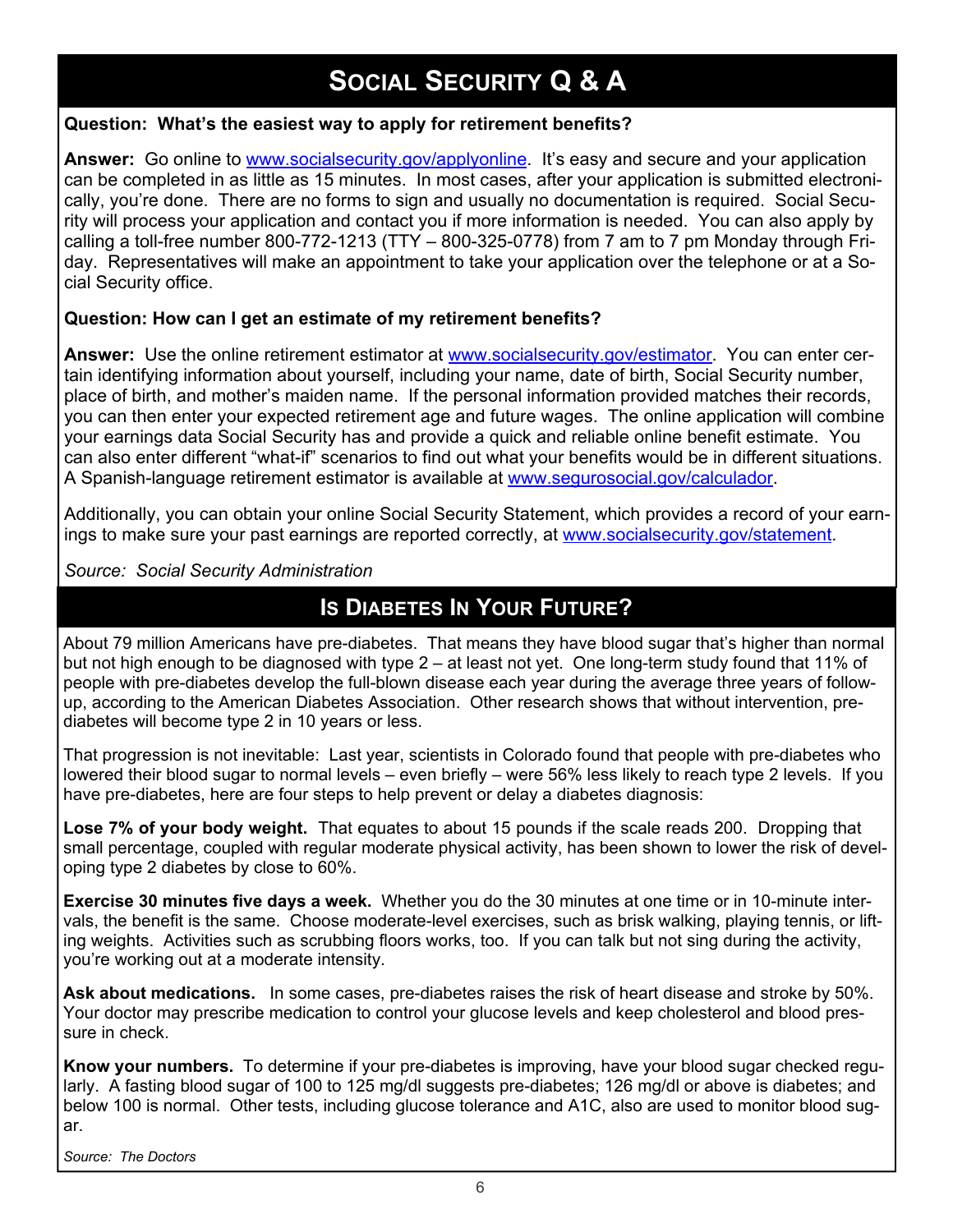# Social Security Q & A

**Question: What's the easiest way to apply for retirement benefits?**

**Answer:** Go online to www.socialsecurity.gov/applyonline. It's easy and secure and your application can be completed in as little as 15 minutes. In most cases, after your application is submitted electronically, you're done. There are no forms to sign and usually no documentation is required. Social Security will process your application and contact you if more information is needed. You can also apply by calling a toll-free number 800-772-1213 (TTY – 800-325-0778) from 7 am to 7 pm Monday through Friday. Representatives will make an appointment to take your application over the telephone or at a Social Security office.

**Question: How can I get an estimate of my retirement benefits?**

**Answer:** Use the online retirement estimator at www.socialsecurity.gov/estimator. You can enter certain identifying information about yourself, including your name, date of birth, Social Security number, place of birth, and mother's maiden name. If the personal information provided matches their records, you can then enter your expected retirement age and future wages. The online application will combine your earnings data Social Security has and provide a quick and reliable online benefit estimate. You can also enter different "what-if" scenarios to find out what your benefits would be in different situations. A Spanish-language retirement estimator is available at www.segurosocial.gov/calculador.

Additionally, you can obtain your online Social Security Statement, which provides a record of your earnings to make sure your past earnings are reported correctly, at www.socialsecurity.gov/statement.

*Source: Social Security Administration*

# Is Diabetes In Your Future?

About 79 million Americans have pre-diabetes. That means they have blood sugar that's higher than normal but not high enough to be diagnosed with type 2 – at least not yet. One long-term study found that 11% of people with pre-diabetes develop the full-blown disease each year during the average three years of follow-up, according to the American Diabetes Association. Other research shows that without intervention, pre-diabetes will become type 2 in 10 years or less.

That progression is not inevitable: Last year, scientists in Colorado found that people with pre-diabetes who lowered their blood sugar to normal levels – even briefly – were 56% less likely to reach type 2 levels. If you have pre-diabetes, here are four steps to help prevent or delay a diabetes diagnosis:

**Lose 7% of your body weight.** That equates to about 15 pounds if the scale reads 200. Dropping that small percentage, coupled with regular moderate physical activity, has been shown to lower the risk of developing type 2 diabetes by close to 60%.

**Exercise 30 minutes five days a week.** Whether you do the 30 minutes at one time or in 10-minute intervals, the benefit is the same. Choose moderate-level exercises, such as brisk walking, playing tennis, or lifting weights. Activities such as scrubbing floors works, too. If you can talk but not sing during the activity, you're working out at a moderate intensity.

**Ask about medications.** In some cases, pre-diabetes raises the risk of heart disease and stroke by 50%. Your doctor may prescribe medication to control your glucose levels and keep cholesterol and blood pressure in check.

**Know your numbers.** To determine if your pre-diabetes is improving, have your blood sugar checked regularly. A fasting blood sugar of 100 to 125 mg/dl suggests pre-diabetes; 126 mg/dl or above is diabetes; and below 100 is normal. Other tests, including glucose tolerance and A1C, also are used to monitor blood sugar.

*Source: The Doctors*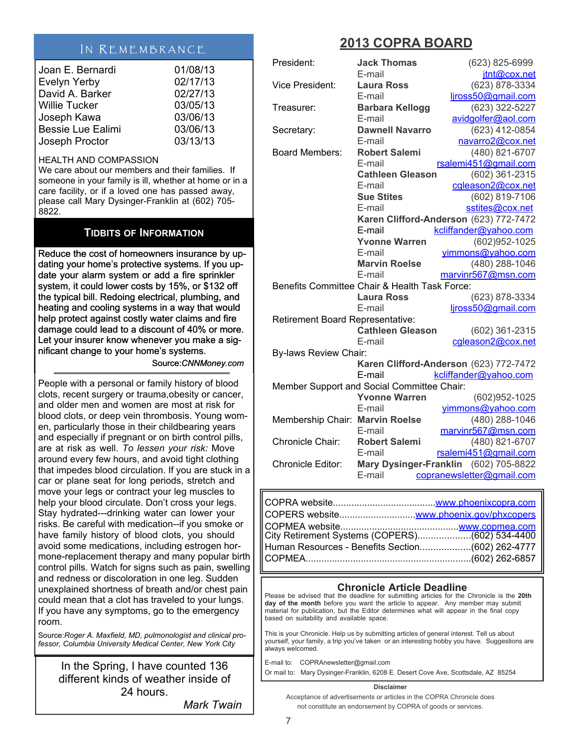## In Remembrance

| | |
|---|---|
| Joan E. Bernardi | 01/08/13 |
| Evelyn Yerby | 02/17/13 |
| David A. Barker | 02/27/13 |
| Willie Tucker | 03/05/13 |
| Joseph Kawa | 03/06/13 |
| Bessie Lue Ealimi | 03/06/13 |
| Joseph Proctor | 03/13/13 |

HEALTH AND COMPASSION

We care about our members and their families. If someone in your family is ill, whether at home or in a care facility, or if a loved one has passed away, please call Mary Dysinger-Franklin at (602) 705-8822.

## Tidbits of Information

Reduce the cost of homeowners insurance by updating your home's protective systems. If you update your alarm system or add a fire sprinkler system, it could lower costs by 15%, or $132 off the typical bill. Redoing electrical, plumbing, and heating and cooling systems in a way that would help protect against costly water claims and fire damage could lead to a discount of 40% or more. Let your insurer know whenever you make a significant change to your home's systems.

Source:*CNNMoney.com*

---

People with a personal or family history of blood clots, recent surgery or trauma,obesity or cancer, and older men and women are most at risk for blood clots, or deep vein thrombosis. Young women, particularly those in their childbearing years and especially if pregnant or on birth control pills, are at risk as well. *To lessen your risk:* Move around every few hours, and avoid tight clothing that impedes blood circulation. If you are stuck in a car or plane seat for long periods, stretch and move your legs or contract your leg muscles to help your blood circulate. Don't cross your legs. Stay hydrated---drinking water can lower your risks. Be careful with medication--if you smoke or have family history of blood clots, you should avoid some medications, including estrogen hormone-replacement therapy and many popular birth control pills. Watch for signs such as pain, swelling and redness or discoloration in one leg. Sudden unexplained shortness of breath and/or chest pain could mean that a clot has traveled to your lungs. If you have any symptoms, go to the emergency room.

Source:*Roger A. Maxfield, MD, pulmonologist and clinical professor, Columbia University Medical Center, New York City*

---

In the Spring, I have counted 136 different kinds of weather inside of 24 hours.

*Mark Twain*

## 2013 COPRA BOARD

| | | |
|---|---|---|
| President: | **Jack Thomas** | (623) 825-6999 |
| | E-mail | jtnt@cox.net |
| Vice President: | **Laura Ross** | (623) 878-3334 |
| | E-mail | ljross50@gmail.com |
| Treasurer: | **Barbara Kellogg** | (623) 322-5227 |
| | E-mail | avidgolfer@aol.com |
| Secretary: | **Dawnell Navarro** | (623) 412-0854 |
| | E-mail | navarro2@cox.net |
| Board Members: | **Robert Salemi** | (480) 821-6707 |
| | E-mail | rsalemi451@gmail.com |
| | **Cathleen Gleason** | (602) 361-2315 |
| | E-mail | cgleason2@cox.net |
| | **Sue Stites** | (602) 819-7106 |
| | E-mail | sstites@cox.net |
| | **Karen Clifford-Anderson** | (623) 772-7472 |
| | E-mail | kcliffander@yahoo.com |
| | **Yvonne Warren** | (602)952-1025 |
| | E-mail | yimmons@yahoo.com |
| | **Marvin Roelse** | (480) 288-1046 |
| | E-mail | marvinr567@msn.com |
| Benefits Committee Chair & Health Task Force: | | |
| | **Laura Ross** | (623) 878-3334 |
| | E-mail | ljross50@gmail.com |
| Retirement Board Representative: | | |
| | **Cathleen Gleason** | (602) 361-2315 |
| | E-mail | cgleason2@cox.net |
| By-laws Review Chair: | | |
| | **Karen Clifford-Anderson** | (623) 772-7472 |
| | E-mail | kcliffander@yahoo.com |
| Member Support and Social Committee Chair: | | |
| | **Yvonne Warren** | (602)952-1025 |
| | E-mail | yimmons@yahoo.com |
| Membership Chair: | **Marvin Roelse** | (480) 288-1046 |
| | E-mail | marvinr567@msn.com |
| Chronicle Chair: | **Robert Salemi** | (480) 821-6707 |
| | E-mail | rsalemi451@gmail.com |
| Chronicle Editor: | **Mary Dysinger-Franklin** | (602) 705-8822 |
| | E-mail | copranewsletter@gmail.com |

| | |
|---|---|
| COPRA website | www.phoenixcopra.com |
| COPERS website | www.phoenix.gov/phxcopers |
| COPMEA website | www.copmea.com |
| City Retirement Systems (COPERS) | (602) 534-4400 |
| Human Resources - Benefits Section | (602) 262-4777 |
| COPMEA | (602) 262-6857 |

### Chronicle Article Deadline

Please be advised that the deadline for submitting articles for the Chronicle is the **20th day of the month** before you want the article to appear. Any member may submit material for publication, but the Editor determines what will appear in the final copy based on suitability and available space.

This is your Chronicle. Help us by submitting articles of general interest. Tell us about yourself, your family, a trip you've taken or an interesting hobby you have. Suggestions are always welcomed.

E-mail to: COPRAnewsletter@gmail.com

Or mail to: Mary Dysinger-Franklin, 6208 E. Desert Cove Ave, Scottsdale, AZ 85254

**Disclaimer**

Acceptance of advertisements or articles in the COPRA Chronicle does not constitute an endorsement by COPRA of goods or services.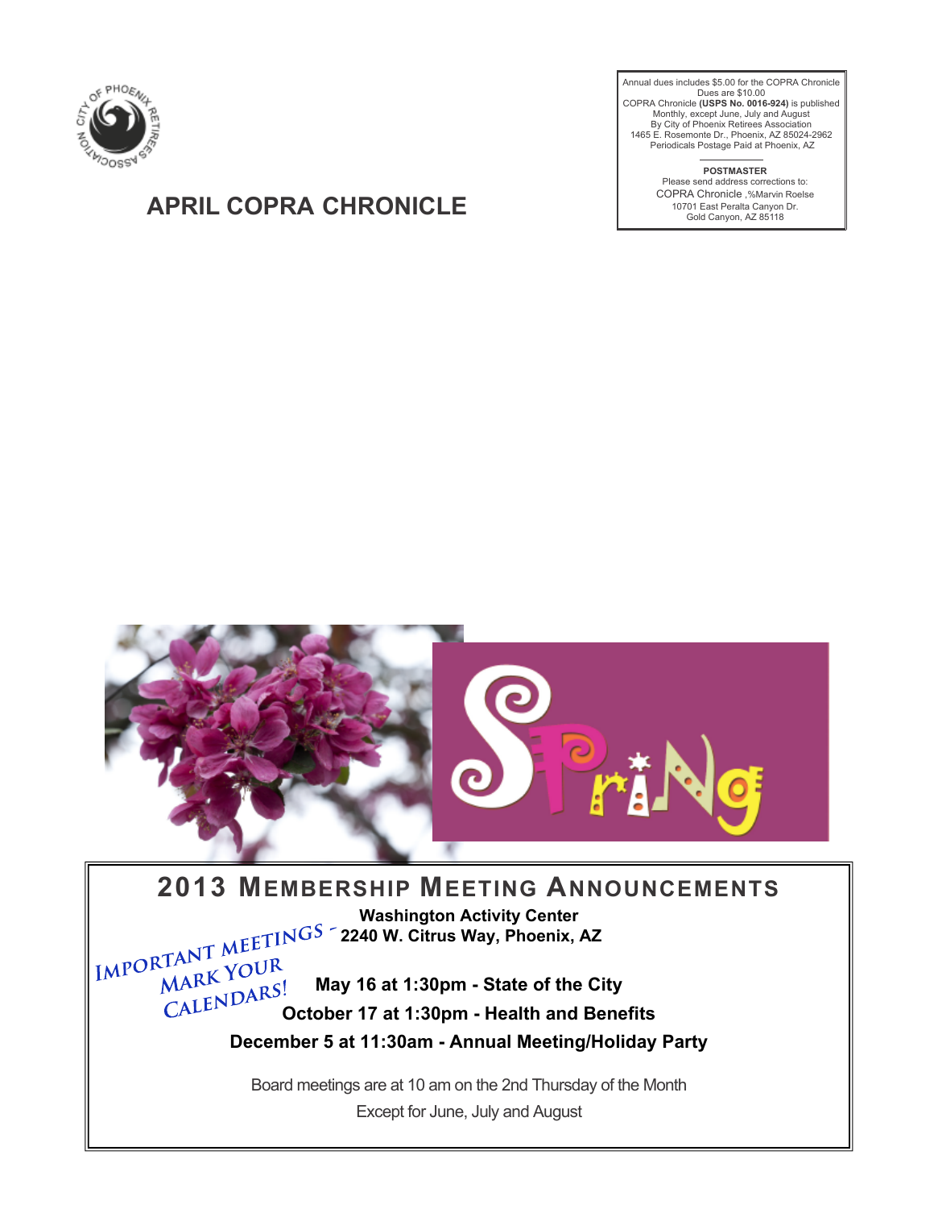# APRIL COPRA CHRONICLE

Annual dues includes $5.00 for the COPRA Chronicle
Dues are $10.00
COPRA Chronicle **(USPS No. 0016-924)** is published
Monthly, except June, July and August
By City of Phoenix Retirees Association
1465 E. Rosemonte Dr., Phoenix, AZ 85024-2962
Periodicals Postage Paid at Phoenix, AZ

**POSTMASTER**
Please send address corrections to:
COPRA Chronicle ,%Marvin Roelse
10701 East Peralta Canyon Dr.
Gold Canyon, AZ 85118

## 2013 MEMBERSHIP MEETING ANNOUNCEMENTS

**Washington Activity Center**
**2240 W. Citrus Way, Phoenix, AZ**

*Important Meetings - Mark Your Calendars!*

**May 16 at 1:30pm - State of the City**
**October 17 at 1:30pm - Health and Benefits**
**December 5 at 11:30am - Annual Meeting/Holiday Party**

Board meetings are at 10 am on the 2nd Thursday of the Month
Except for June, July and August